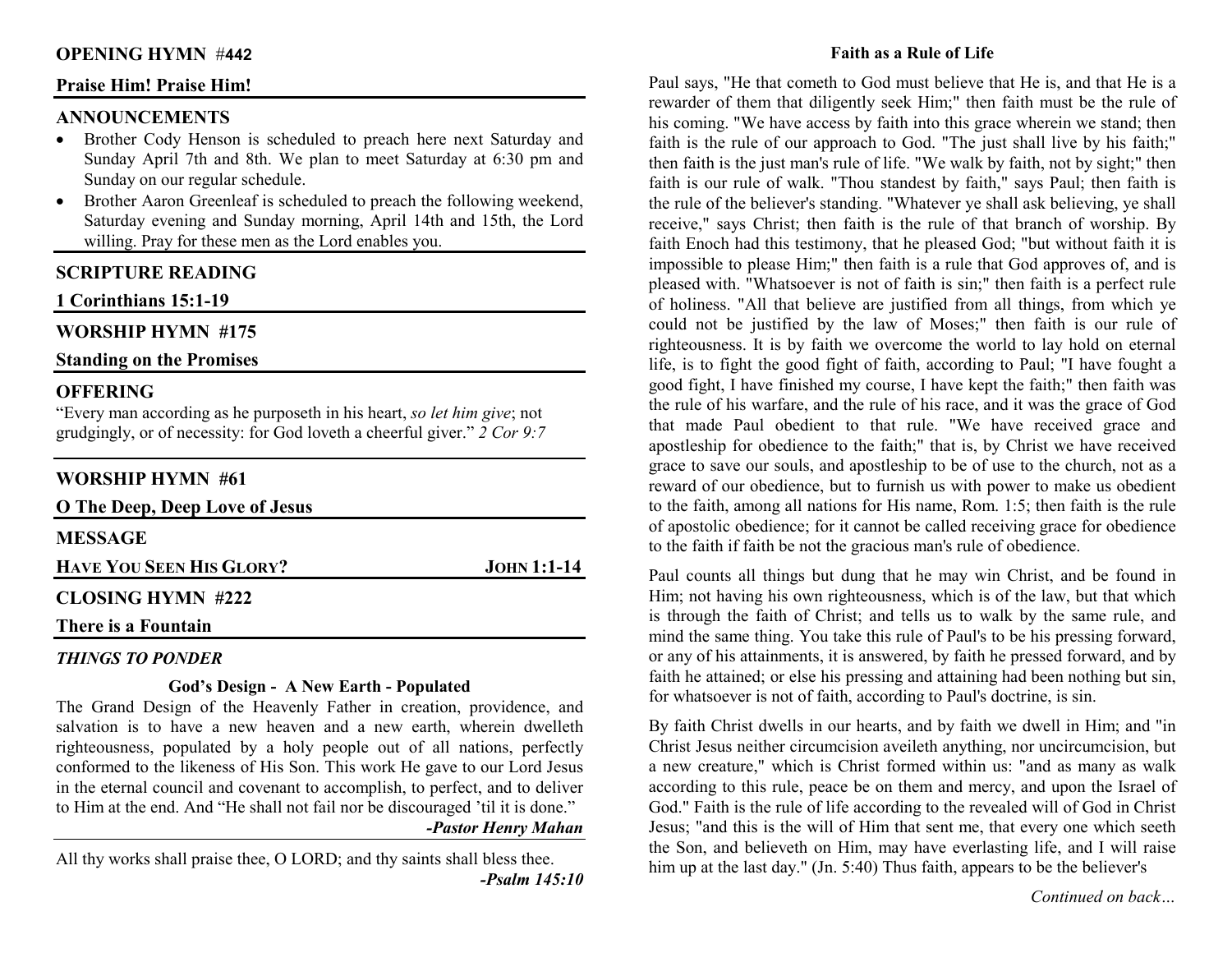## OPENING HYMN #442

**Praise Him! Praise Him!**

## ANNOUNCEMENTS

- Brother Cody Henson is scheduled to preach here next Saturday and Sunday April 7th and 8th. We plan to meet Saturday at 6:30 pm and Sunday on our regular schedule.
- Brother Aaron Greenleaf is scheduled to preach the following weekend, Saturday evening and Sunday morning, April 14th and 15th, the Lord willing. Pray for these men as the Lord enables you.

## SCRIPTURE READING

**1 Corinthians 15:1-19**

## WORSHIP HYMN #175

**Standing on the Promises**

## OFFERING

"Every man according as he purposeth in his heart, *so let him give*; not grudgingly, or of necessity: for God loveth a cheerful giver." *2 Cor 9:7*

## WORSHIP HYMN #61

**O The Deep, Deep Love of Jesus**

## MESSAGE

**HAVE YOU SEEN HIS GLORY?** — **JOHN 1:1-14**

## CLOSING HYMN #222

**There is a Fountain**

### *THINGS TO PONDER*

**God's Design - A New Earth - Populated**

The Grand Design of the Heavenly Father in creation, providence, and salvation is to have a new heaven and a new earth, wherein dwelleth righteousness, populated by a holy people out of all nations, perfectly conformed to the likeness of His Son. This work He gave to our Lord Jesus in the eternal council and covenant to accomplish, to perfect, and to deliver to Him at the end. And "He shall not fail nor be discouraged 'til it is done."

***-Pastor Henry Mahan***

All thy works shall praise thee, O LORD; and thy saints shall bless thee.

***-Psalm 145:10***

## Faith as a Rule of Life

Paul says, "He that cometh to God must believe that He is, and that He is a rewarder of them that diligently seek Him;" then faith must be the rule of his coming. "We have access by faith into this grace wherein we stand; then faith is the rule of our approach to God. "The just shall live by his faith;" then faith is the just man's rule of life. "We walk by faith, not by sight;" then faith is our rule of walk. "Thou standest by faith," says Paul; then faith is the rule of the believer's standing. "Whatever ye shall ask believing, ye shall receive," says Christ; then faith is the rule of that branch of worship. By faith Enoch had this testimony, that he pleased God; "but without faith it is impossible to please Him;" then faith is a rule that God approves of, and is pleased with. "Whatsoever is not of faith is sin;" then faith is a perfect rule of holiness. "All that believe are justified from all things, from which ye could not be justified by the law of Moses;" then faith is our rule of righteousness. It is by faith we overcome the world to lay hold on eternal life, is to fight the good fight of faith, according to Paul; "I have fought a good fight, I have finished my course, I have kept the faith;" then faith was the rule of his warfare, and the rule of his race, and it was the grace of God that made Paul obedient to that rule. "We have received grace and apostleship for obedience to the faith;" that is, by Christ we have received grace to save our souls, and apostleship to be of use to the church, not as a reward of our obedience, but to furnish us with power to make us obedient to the faith, among all nations for His name, Rom. 1:5; then faith is the rule of apostolic obedience; for it cannot be called receiving grace for obedience to the faith if faith be not the gracious man's rule of obedience.

Paul counts all things but dung that he may win Christ, and be found in Him; not having his own righteousness, which is of the law, but that which is through the faith of Christ; and tells us to walk by the same rule, and mind the same thing. You take this rule of Paul's to be his pressing forward, or any of his attainments, it is answered, by faith he pressed forward, and by faith he attained; or else his pressing and attaining had been nothing but sin, for whatsoever is not of faith, according to Paul's doctrine, is sin.

By faith Christ dwells in our hearts, and by faith we dwell in Him; and "in Christ Jesus neither circumcision aveileth anything, nor uncircumcision, but a new creature," which is Christ formed within us: "and as many as walk according to this rule, peace be on them and mercy, and upon the Israel of God." Faith is the rule of life according to the revealed will of God in Christ Jesus; "and this is the will of Him that sent me, that every one which seeth the Son, and believeth on Him, may have everlasting life, and I will raise him up at the last day." (Jn. 5:40) Thus faith, appears to be the believer's

*Continued on back…*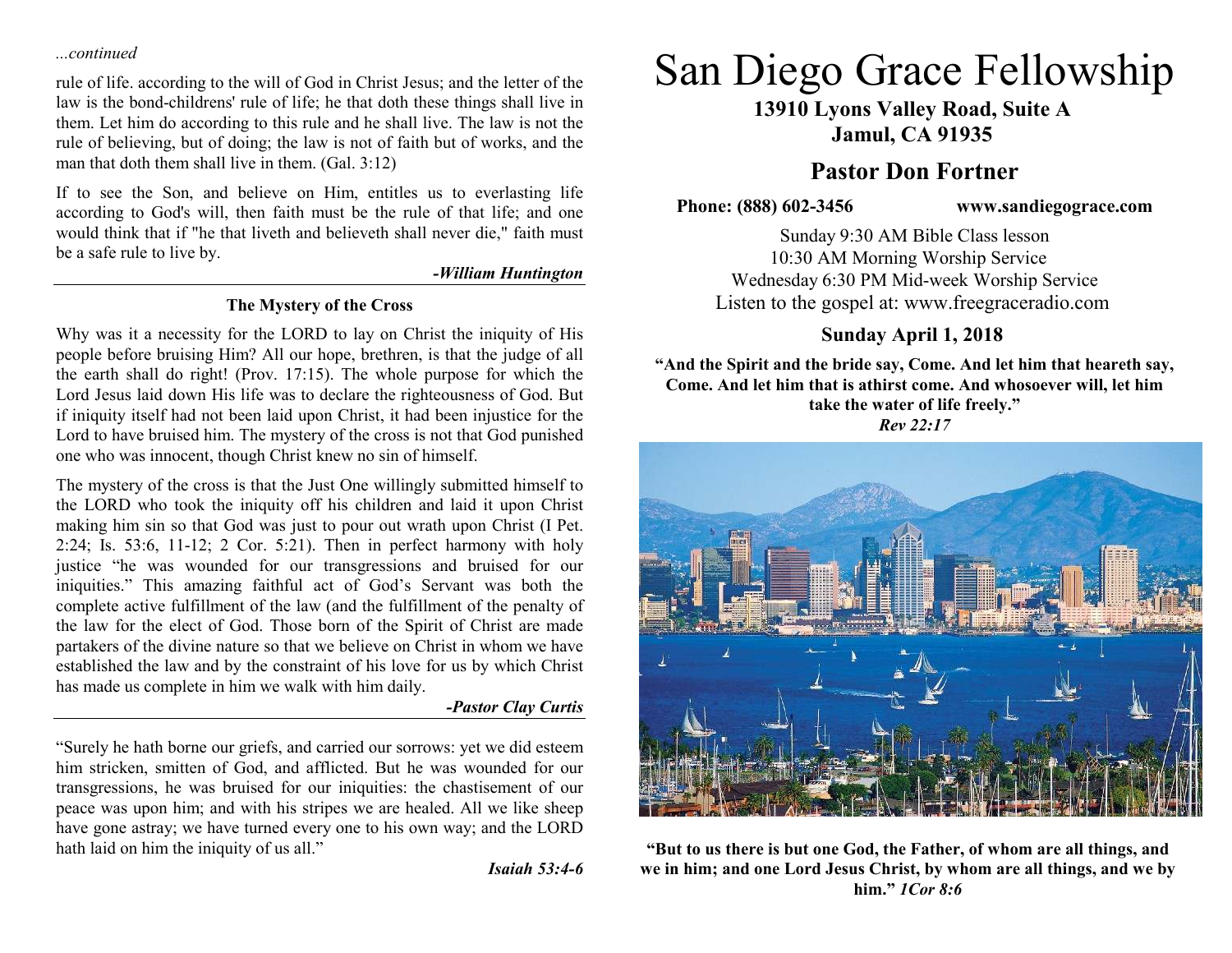*...continued*

rule of life. according to the will of God in Christ Jesus; and the letter of the law is the bond-childrens' rule of life; he that doth these things shall live in them. Let him do according to this rule and he shall live. The law is not the rule of believing, but of doing; the law is not of faith but of works, and the man that doth them shall live in them. (Gal. 3:12)

If to see the Son, and believe on Him, entitles us to everlasting life according to God's will, then faith must be the rule of that life; and one would think that if "he that liveth and believeth shall never die," faith must be a safe rule to live by.

***-William Huntington***

---

**The Mystery of the Cross**

Why was it a necessity for the LORD to lay on Christ the iniquity of His people before bruising Him? All our hope, brethren, is that the judge of all the earth shall do right! (Prov. 17:15). The whole purpose for which the Lord Jesus laid down His life was to declare the righteousness of God. But if iniquity itself had not been laid upon Christ, it had been injustice for the Lord to have bruised him. The mystery of the cross is not that God punished one who was innocent, though Christ knew no sin of himself.

The mystery of the cross is that the Just One willingly submitted himself to the LORD who took the iniquity off his children and laid it upon Christ making him sin so that God was just to pour out wrath upon Christ (I Pet. 2:24; Is. 53:6, 11-12; 2 Cor. 5:21). Then in perfect harmony with holy justice "he was wounded for our transgressions and bruised for our iniquities." This amazing faithful act of God's Servant was both the complete active fulfillment of the law (and the fulfillment of the penalty of the law for the elect of God. Those born of the Spirit of Christ are made partakers of the divine nature so that we believe on Christ in whom we have established the law and by the constraint of his love for us by which Christ has made us complete in him we walk with him daily.

***-Pastor Clay Curtis***

---

"Surely he hath borne our griefs, and carried our sorrows: yet we did esteem him stricken, smitten of God, and afflicted. But he was wounded for our transgressions, he was bruised for our iniquities: the chastisement of our peace was upon him; and with his stripes we are healed. All we like sheep have gone astray; we have turned every one to his own way; and the LORD hath laid on him the iniquity of us all."

***Isaiah 53:4-6***

# San Diego Grace Fellowship

**13910 Lyons Valley Road, Suite A**
**Jamul, CA 91935**

## Pastor Don Fortner

**Phone: (888) 602-3456** **www.sandiegograce.com**

Sunday 9:30 AM Bible Class lesson
10:30 AM Morning Worship Service
Wednesday 6:30 PM Mid-week Worship Service
Listen to the gospel at: www.freegraceradio.com

## Sunday April 1, 2018

**"And the Spirit and the bride say, Come. And let him that heareth say, Come. And let him that is athirst come. And whosoever will, let him take the water of life freely."**
***Rev 22:17***

**"But to us there is but one God, the Father, of whom are all things, and we in him; and one Lord Jesus Christ, by whom are all things, and we by him."** ***1Cor 8:6***